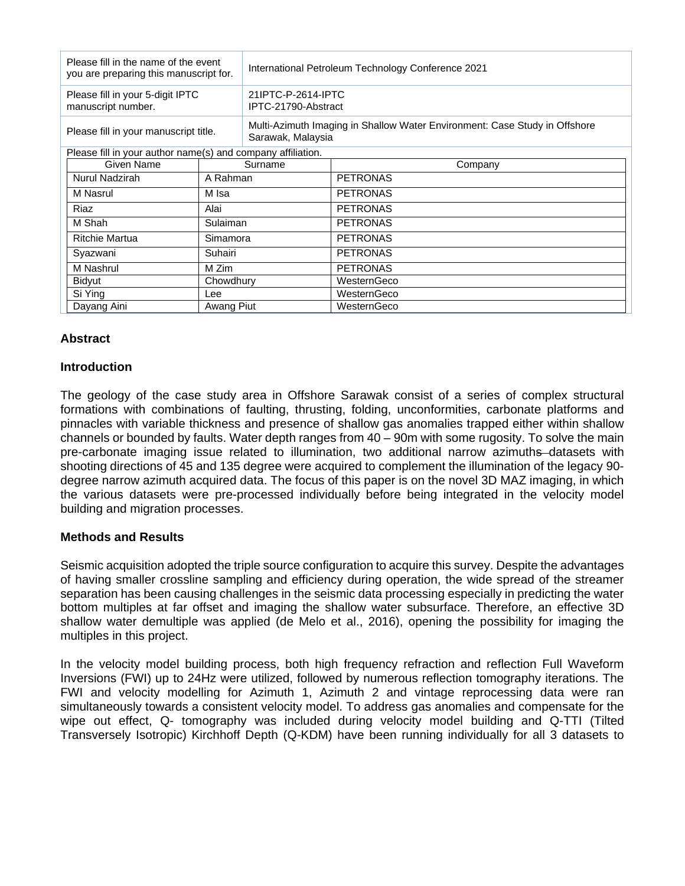| Please fill in the name of the event you are preparing this manuscript for. | International Petroleum Technology Conference 2021 |
|---|---|
| Please fill in your 5-digit IPTC manuscript number. | 21IPTC-P-2614-IPTC<br>IPTC-21790-Abstract |
| Please fill in your manuscript title. | Multi-Azimuth Imaging in Shallow Water Environment: Case Study in Offshore Sarawak, Malaysia |

Please fill in your author name(s) and company affiliation.

| Given Name | Surname | Company |
|---|---|---|
| Nurul Nadzirah | A Rahman | PETRONAS |
| M Nasrul | M Isa | PETRONAS |
| Riaz | Alai | PETRONAS |
| M Shah | Sulaiman | PETRONAS |
| Ritchie Martua | Simamora | PETRONAS |
| Syazwani | Suhairi | PETRONAS |
| M Nashrul | M Zim | PETRONAS |
| Bidyut | Chowdhury | WesternGeco |
| Si Ying | Lee | WesternGeco |
| Dayang Aini | Awang Piut | WesternGeco |

## Abstract

### Introduction

The geology of the case study area in Offshore Sarawak consist of a series of complex structural formations with combinations of faulting, thrusting, folding, unconformities, carbonate platforms and pinnacles with variable thickness and presence of shallow gas anomalies trapped either within shallow channels or bounded by faults. Water depth ranges from 40 – 90m with some rugosity. To solve the main pre-carbonate imaging issue related to illumination, two additional narrow azimuths datasets with shooting directions of 45 and 135 degree were acquired to complement the illumination of the legacy 90-degree narrow azimuth acquired data. The focus of this paper is on the novel 3D MAZ imaging, in which the various datasets were pre-processed individually before being integrated in the velocity model building and migration processes.

### Methods and Results

Seismic acquisition adopted the triple source configuration to acquire this survey. Despite the advantages of having smaller crossline sampling and efficiency during operation, the wide spread of the streamer separation has been causing challenges in the seismic data processing especially in predicting the water bottom multiples at far offset and imaging the shallow water subsurface. Therefore, an effective 3D shallow water demultiple was applied (de Melo et al., 2016), opening the possibility for imaging the multiples in this project.

In the velocity model building process, both high frequency refraction and reflection Full Waveform Inversions (FWI) up to 24Hz were utilized, followed by numerous reflection tomography iterations. The FWI and velocity modelling for Azimuth 1, Azimuth 2 and vintage reprocessing data were ran simultaneously towards a consistent velocity model. To address gas anomalies and compensate for the wipe out effect, Q- tomography was included during velocity model building and Q-TTI (Tilted Transversely Isotropic) Kirchhoff Depth (Q-KDM) have been running individually for all 3 datasets to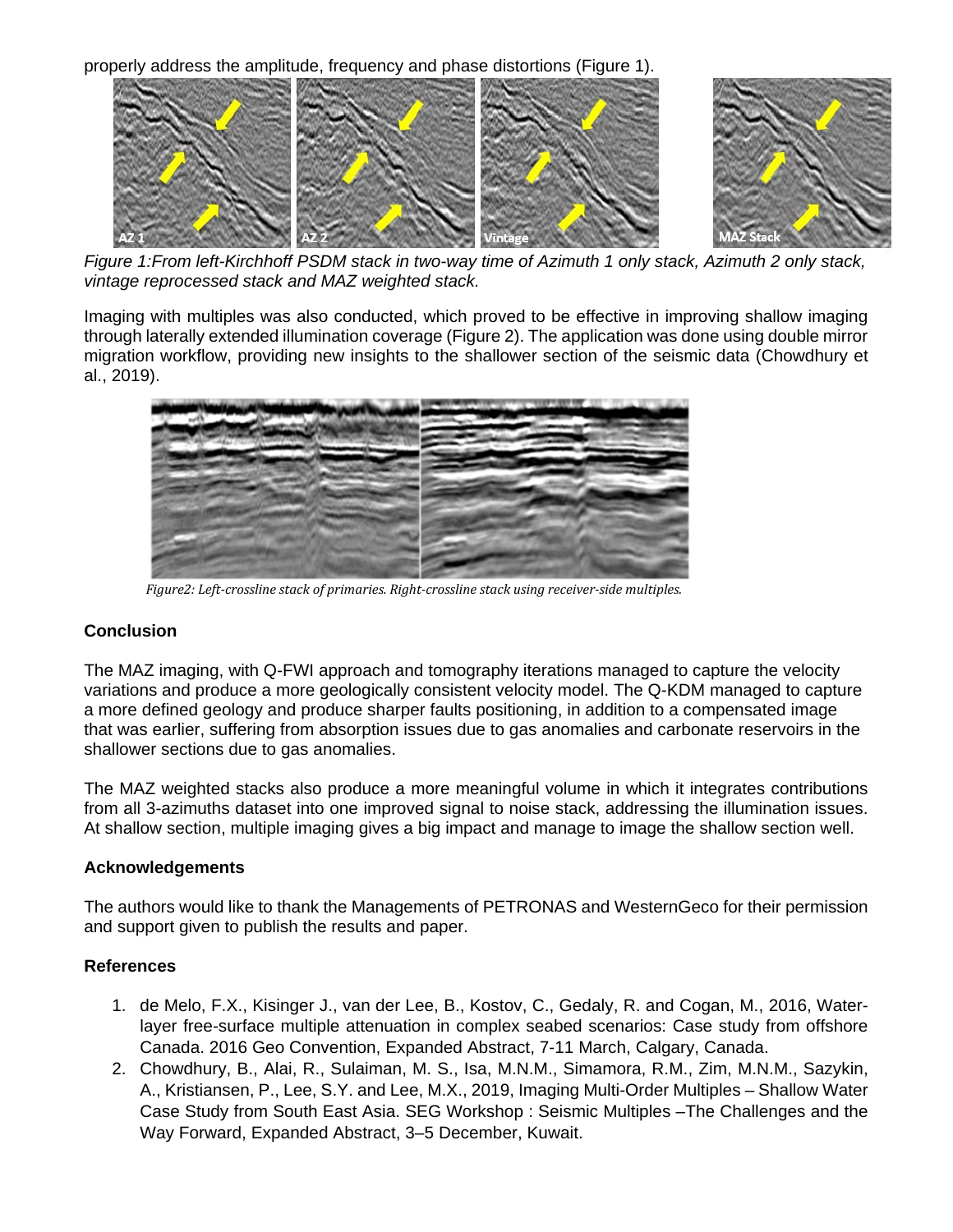properly address the amplitude, frequency and phase distortions (Figure 1).

AZ 1

AZ 2

Vintage

MAZ Stack

*Figure 1:From left-Kirchhoff PSDM stack in two-way time of Azimuth 1 only stack, Azimuth 2 only stack, vintage reprocessed stack and MAZ weighted stack.*

Imaging with multiples was also conducted, which proved to be effective in improving shallow imaging through laterally extended illumination coverage (Figure 2). The application was done using double mirror migration workflow, providing new insights to the shallower section of the seismic data (Chowdhury et al., 2019).

*Figure2: Left-crossline stack of primaries. Right-crossline stack using receiver-side multiples.*

## Conclusion

The MAZ imaging, with Q-FWI approach and tomography iterations managed to capture the velocity variations and produce a more geologically consistent velocity model. The Q-KDM managed to capture a more defined geology and produce sharper faults positioning, in addition to a compensated image that was earlier, suffering from absorption issues due to gas anomalies and carbonate reservoirs in the shallower sections due to gas anomalies.

The MAZ weighted stacks also produce a more meaningful volume in which it integrates contributions from all 3-azimuths dataset into one improved signal to noise stack, addressing the illumination issues. At shallow section, multiple imaging gives a big impact and manage to image the shallow section well.

## Acknowledgements

The authors would like to thank the Managements of PETRONAS and WesternGeco for their permission and support given to publish the results and paper.

## References

1. de Melo, F.X., Kisinger J., van der Lee, B., Kostov, C., Gedaly, R. and Cogan, M., 2016, Water-layer free-surface multiple attenuation in complex seabed scenarios: Case study from offshore Canada. 2016 Geo Convention, Expanded Abstract, 7-11 March, Calgary, Canada.
2. Chowdhury, B., Alai, R., Sulaiman, M. S., Isa, M.N.M., Simamora, R.M., Zim, M.N.M., Sazykin, A., Kristiansen, P., Lee, S.Y. and Lee, M.X., 2019, Imaging Multi-Order Multiples – Shallow Water Case Study from South East Asia. SEG Workshop : Seismic Multiples –The Challenges and the Way Forward, Expanded Abstract, 3–5 December, Kuwait.